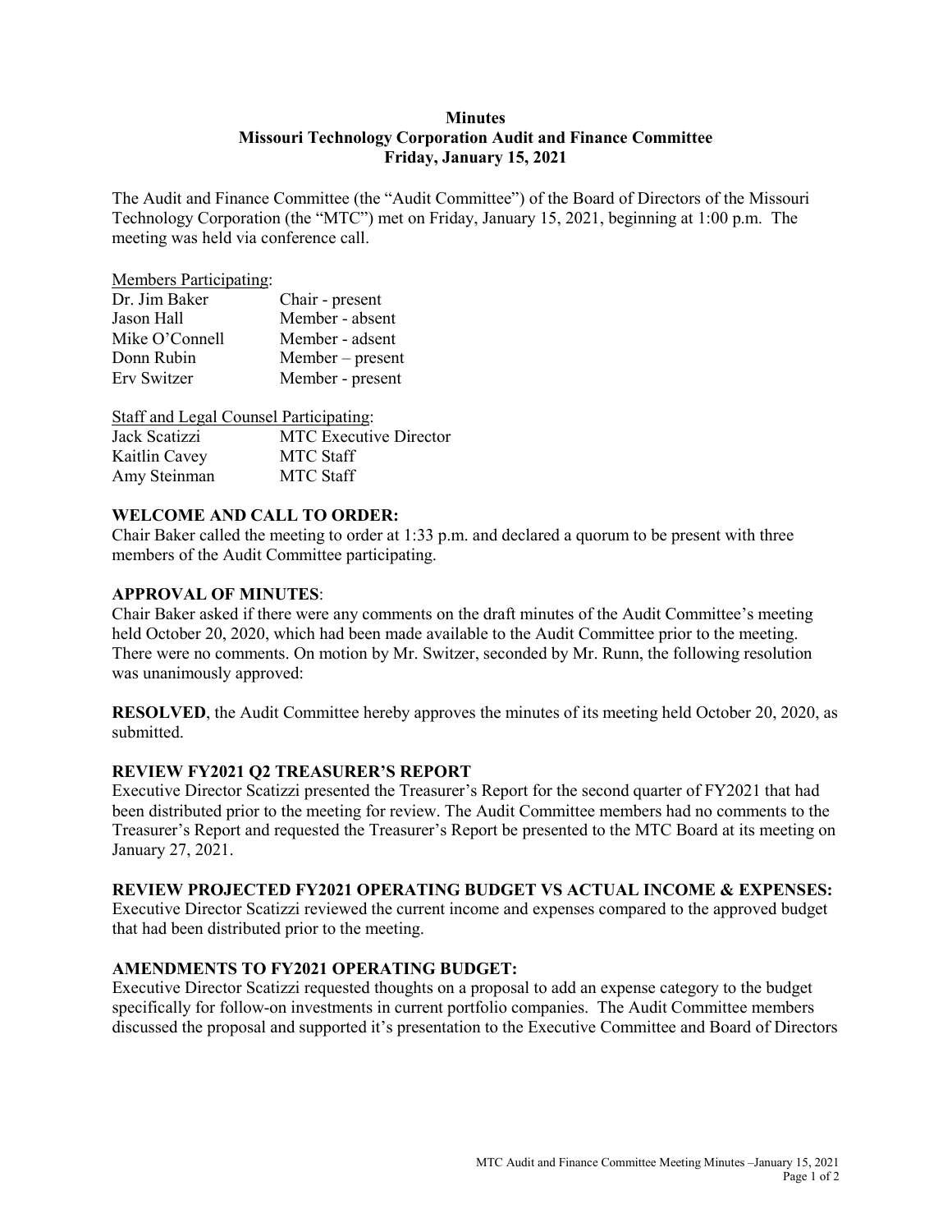**Minutes**
**Missouri Technology Corporation Audit and Finance Committee**
**Friday, January 15, 2021**

The Audit and Finance Committee (the "Audit Committee") of the Board of Directors of the Missouri Technology Corporation (the "MTC") met on Friday, January 15, 2021, beginning at 1:00 p.m. The meeting was held via conference call.

Members Participating:

| | |
|---|---|
| Dr. Jim Baker | Chair - present |
| Jason Hall | Member - absent |
| Mike O'Connell | Member - adsent |
| Donn Rubin | Member – present |
| Erv Switzer | Member - present |

Staff and Legal Counsel Participating:

| | |
|---|---|
| Jack Scatizzi | MTC Executive Director |
| Kaitlin Cavey | MTC Staff |
| Amy Steinman | MTC Staff |

**WELCOME AND CALL TO ORDER:**
Chair Baker called the meeting to order at 1:33 p.m. and declared a quorum to be present with three members of the Audit Committee participating.

**APPROVAL OF MINUTES**:
Chair Baker asked if there were any comments on the draft minutes of the Audit Committee's meeting held October 20, 2020, which had been made available to the Audit Committee prior to the meeting. There were no comments. On motion by Mr. Switzer, seconded by Mr. Runn, the following resolution was unanimously approved:

**RESOLVED**, the Audit Committee hereby approves the minutes of its meeting held October 20, 2020, as submitted.

**REVIEW FY2021 Q2 TREASURER'S REPORT**
Executive Director Scatizzi presented the Treasurer's Report for the second quarter of FY2021 that had been distributed prior to the meeting for review. The Audit Committee members had no comments to the Treasurer's Report and requested the Treasurer's Report be presented to the MTC Board at its meeting on January 27, 2021.

**REVIEW PROJECTED FY2021 OPERATING BUDGET VS ACTUAL INCOME & EXPENSES:**
Executive Director Scatizzi reviewed the current income and expenses compared to the approved budget that had been distributed prior to the meeting.

**AMENDMENTS TO FY2021 OPERATING BUDGET:**
Executive Director Scatizzi requested thoughts on a proposal to add an expense category to the budget specifically for follow-on investments in current portfolio companies. The Audit Committee members discussed the proposal and supported it's presentation to the Executive Committee and Board of Directors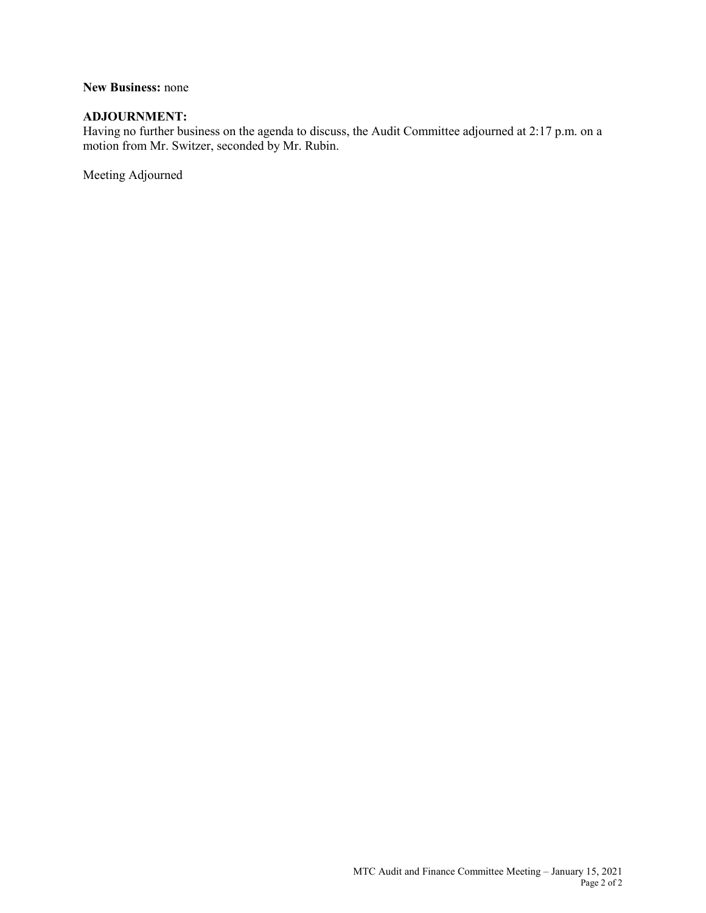**New Business:** none

**ADJOURNMENT:**
Having no further business on the agenda to discuss, the Audit Committee adjourned at 2:17 p.m. on a motion from Mr. Switzer, seconded by Mr. Rubin.

Meeting Adjourned